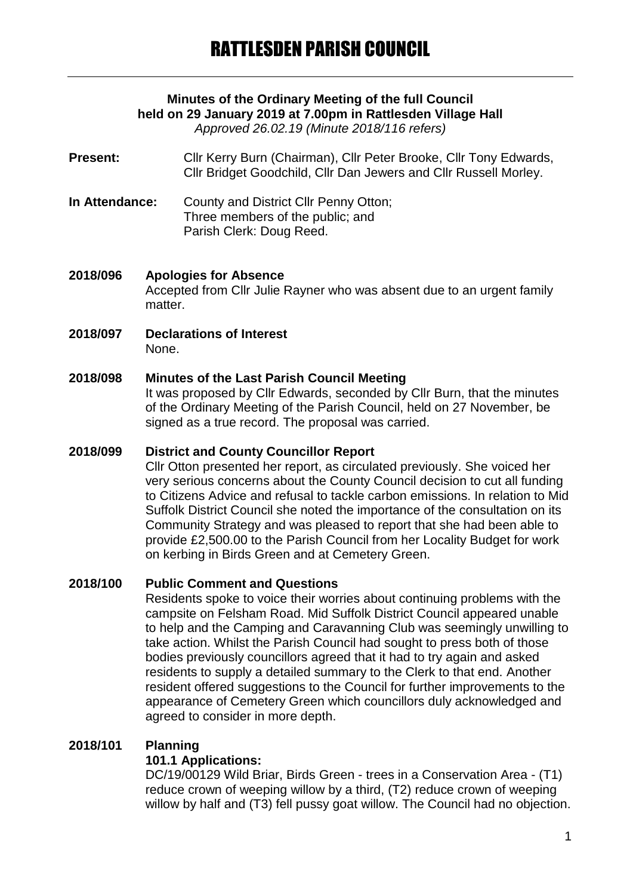# RATTLESDEN PARISH COUNCIL

**Minutes of the Ordinary Meeting of the full Council**
**held on 29 January 2019 at 7.00pm in Rattlesden Village Hall**
*Approved 26.02.19 (Minute 2018/116 refers)*

**Present:** Cllr Kerry Burn (Chairman), Cllr Peter Brooke, Cllr Tony Edwards, Cllr Bridget Goodchild, Cllr Dan Jewers and Cllr Russell Morley.

**In Attendance:** County and District Cllr Penny Otton; Three members of the public; and Parish Clerk: Doug Reed.

**2018/096 Apologies for Absence**

Accepted from Cllr Julie Rayner who was absent due to an urgent family matter.

**2018/097 Declarations of Interest**

None.

**2018/098 Minutes of the Last Parish Council Meeting**

It was proposed by Cllr Edwards, seconded by Cllr Burn, that the minutes of the Ordinary Meeting of the Parish Council, held on 27 November, be signed as a true record. The proposal was carried.

**2018/099 District and County Councillor Report**

Cllr Otton presented her report, as circulated previously. She voiced her very serious concerns about the County Council decision to cut all funding to Citizens Advice and refusal to tackle carbon emissions. In relation to Mid Suffolk District Council she noted the importance of the consultation on its Community Strategy and was pleased to report that she had been able to provide £2,500.00 to the Parish Council from her Locality Budget for work on kerbing in Birds Green and at Cemetery Green.

**2018/100 Public Comment and Questions**

Residents spoke to voice their worries about continuing problems with the campsite on Felsham Road. Mid Suffolk District Council appeared unable to help and the Camping and Caravanning Club was seemingly unwilling to take action. Whilst the Parish Council had sought to press both of those bodies previously councillors agreed that it had to try again and asked residents to supply a detailed summary to the Clerk to that end. Another resident offered suggestions to the Council for further improvements to the appearance of Cemetery Green which councillors duly acknowledged and agreed to consider in more depth.

**2018/101 Planning**

**101.1 Applications:**

DC/19/00129 Wild Briar, Birds Green - trees in a Conservation Area - (T1) reduce crown of weeping willow by a third, (T2) reduce crown of weeping willow by half and (T3) fell pussy goat willow. The Council had no objection.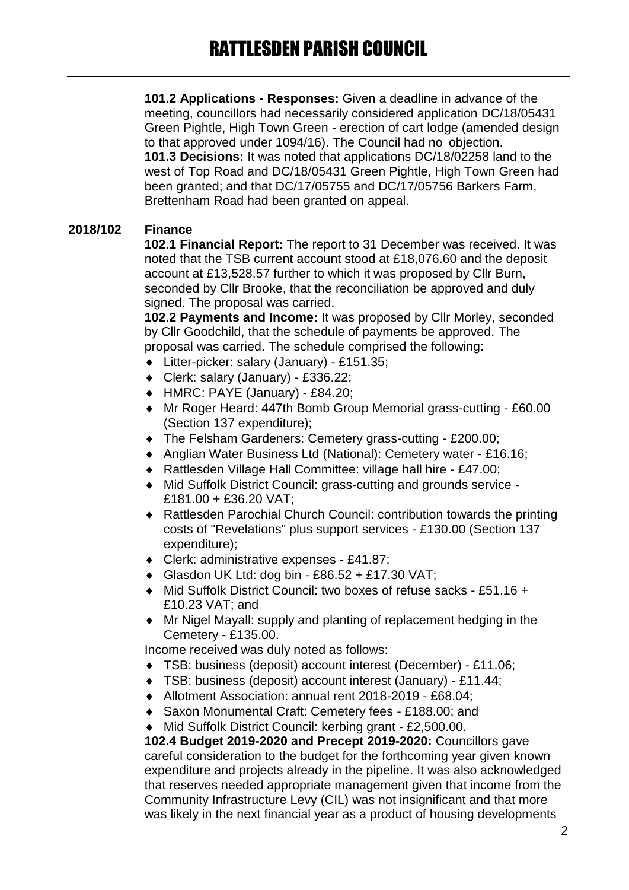**101.2 Applications - Responses:** Given a deadline in advance of the meeting, councillors had necessarily considered application DC/18/05431 Green Pightle, High Town Green - erection of cart lodge (amended design to that approved under 1094/16). The Council had no objection.
**101.3 Decisions:** It was noted that applications DC/18/02258 land to the west of Top Road and DC/18/05431 Green Pightle, High Town Green had been granted; and that DC/17/05755 and DC/17/05756 Barkers Farm, Brettenham Road had been granted on appeal.

## 2018/102 Finance

**102.1 Financial Report:** The report to 31 December was received. It was noted that the TSB current account stood at £18,076.60 and the deposit account at £13,528.57 further to which it was proposed by Cllr Burn, seconded by Cllr Brooke, that the reconciliation be approved and duly signed. The proposal was carried.

**102.2 Payments and Income:** It was proposed by Cllr Morley, seconded by Cllr Goodchild, that the schedule of payments be approved. The proposal was carried. The schedule comprised the following:

- Litter-picker: salary (January) - £151.35;
- Clerk: salary (January) - £336.22;
- HMRC: PAYE (January) - £84.20;
- Mr Roger Heard: 447th Bomb Group Memorial grass-cutting - £60.00 (Section 137 expenditure);
- The Felsham Gardeners: Cemetery grass-cutting - £200.00;
- Anglian Water Business Ltd (National): Cemetery water - £16.16;
- Rattlesden Village Hall Committee: village hall hire - £47.00;
- Mid Suffolk District Council: grass-cutting and grounds service - £181.00 + £36.20 VAT;
- Rattlesden Parochial Church Council: contribution towards the printing costs of "Revelations" plus support services - £130.00 (Section 137 expenditure);
- Clerk: administrative expenses - £41.87;
- Glasdon UK Ltd: dog bin - £86.52 + £17.30 VAT;
- Mid Suffolk District Council: two boxes of refuse sacks - £51.16 + £10.23 VAT; and
- Mr Nigel Mayall: supply and planting of replacement hedging in the Cemetery - £135.00.

Income received was duly noted as follows:

- TSB: business (deposit) account interest (December) - £11.06;
- TSB: business (deposit) account interest (January) - £11.44;
- Allotment Association: annual rent 2018-2019 - £68.04;
- Saxon Monumental Craft: Cemetery fees - £188.00; and
- Mid Suffolk District Council: kerbing grant - £2,500.00.

**102.4 Budget 2019-2020 and Precept 2019-2020:** Councillors gave careful consideration to the budget for the forthcoming year given known expenditure and projects already in the pipeline. It was also acknowledged that reserves needed appropriate management given that income from the Community Infrastructure Levy (CIL) was not insignificant and that more was likely in the next financial year as a product of housing developments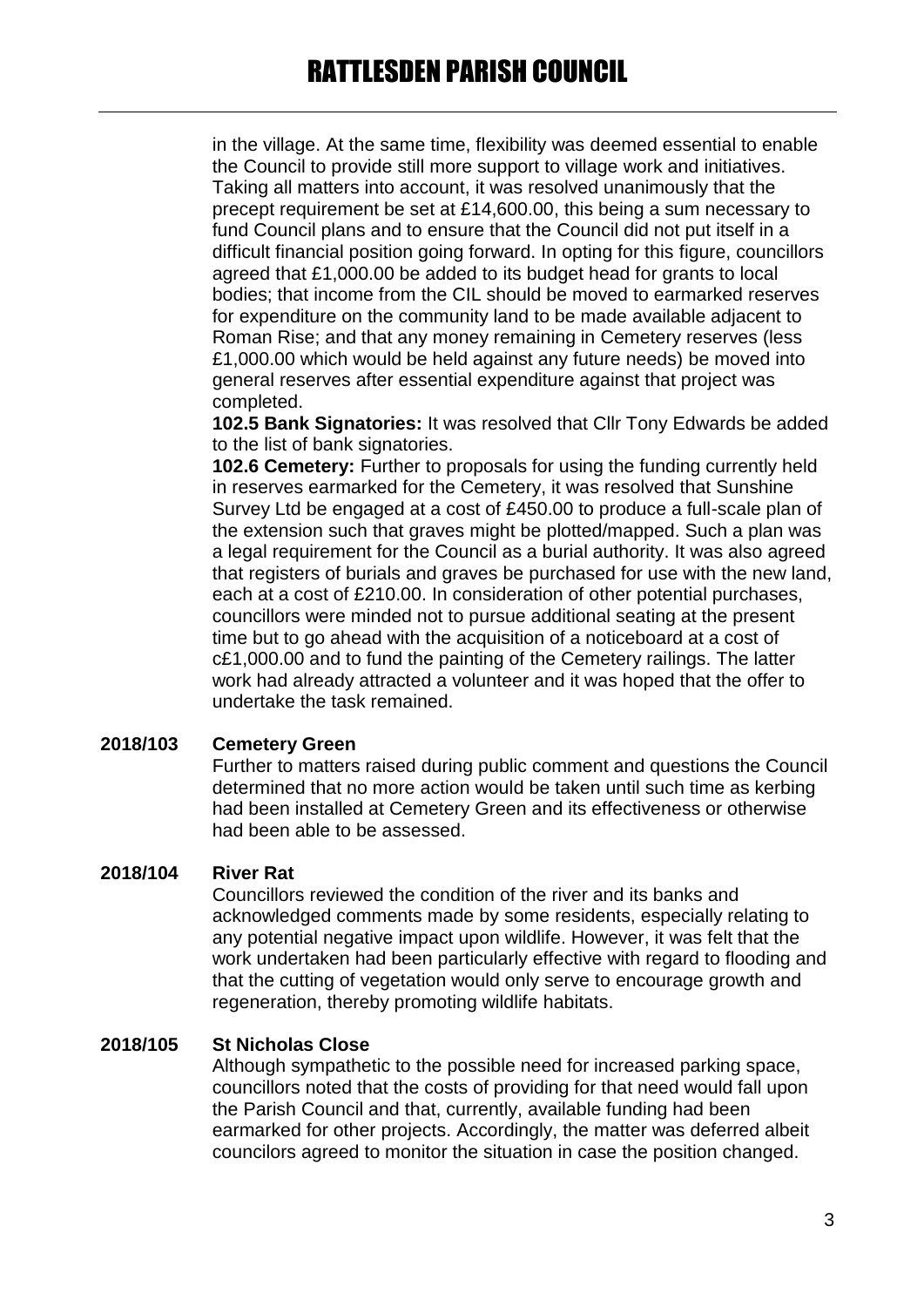in the village. At the same time, flexibility was deemed essential to enable the Council to provide still more support to village work and initiatives. Taking all matters into account, it was resolved unanimously that the precept requirement be set at £14,600.00, this being a sum necessary to fund Council plans and to ensure that the Council did not put itself in a difficult financial position going forward. In opting for this figure, councillors agreed that £1,000.00 be added to its budget head for grants to local bodies; that income from the CIL should be moved to earmarked reserves for expenditure on the community land to be made available adjacent to Roman Rise; and that any money remaining in Cemetery reserves (less £1,000.00 which would be held against any future needs) be moved into general reserves after essential expenditure against that project was completed.

**102.5 Bank Signatories:** It was resolved that Cllr Tony Edwards be added to the list of bank signatories.

**102.6 Cemetery:** Further to proposals for using the funding currently held in reserves earmarked for the Cemetery, it was resolved that Sunshine Survey Ltd be engaged at a cost of £450.00 to produce a full-scale plan of the extension such that graves might be plotted/mapped. Such a plan was a legal requirement for the Council as a burial authority. It was also agreed that registers of burials and graves be purchased for use with the new land, each at a cost of £210.00. In consideration of other potential purchases, councillors were minded not to pursue additional seating at the present time but to go ahead with the acquisition of a noticeboard at a cost of c£1,000.00 and to fund the painting of the Cemetery railings. The latter work had already attracted a volunteer and it was hoped that the offer to undertake the task remained.

**2018/103 Cemetery Green**

Further to matters raised during public comment and questions the Council determined that no more action would be taken until such time as kerbing had been installed at Cemetery Green and its effectiveness or otherwise had been able to be assessed.

**2018/104 River Rat**

Councillors reviewed the condition of the river and its banks and acknowledged comments made by some residents, especially relating to any potential negative impact upon wildlife. However, it was felt that the work undertaken had been particularly effective with regard to flooding and that the cutting of vegetation would only serve to encourage growth and regeneration, thereby promoting wildlife habitats.

**2018/105 St Nicholas Close**

Although sympathetic to the possible need for increased parking space, councillors noted that the costs of providing for that need would fall upon the Parish Council and that, currently, available funding had been earmarked for other projects. Accordingly, the matter was deferred albeit councilors agreed to monitor the situation in case the position changed.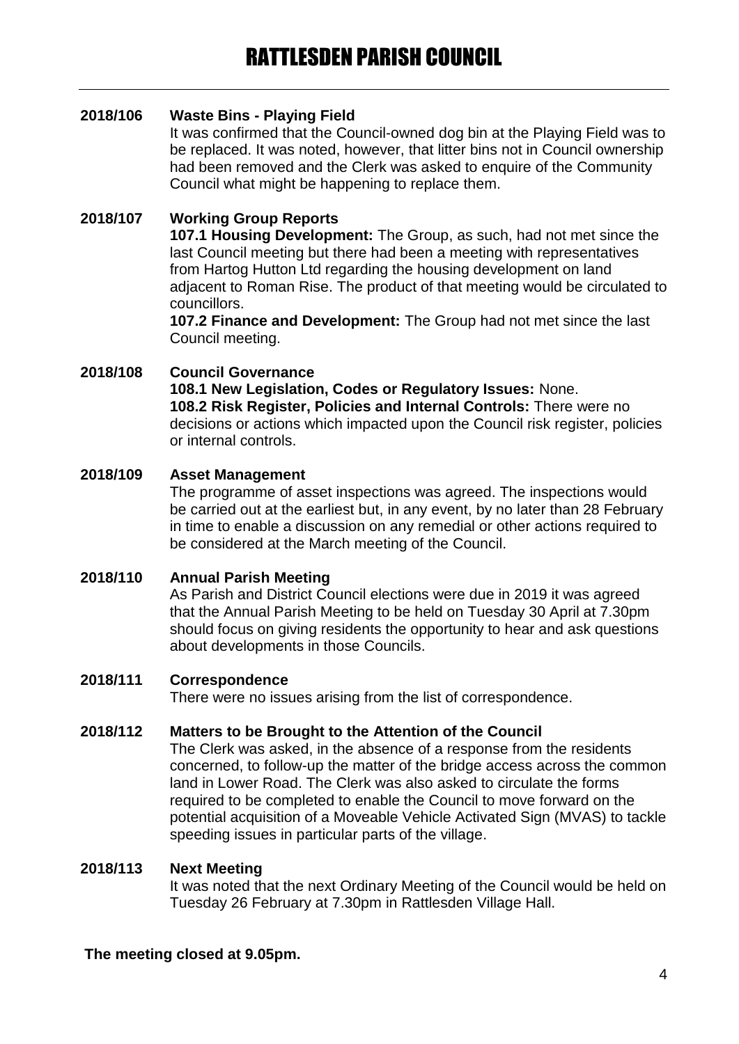# RATTLESDEN PARISH COUNCIL

**2018/106 Waste Bins - Playing Field**

It was confirmed that the Council-owned dog bin at the Playing Field was to be replaced. It was noted, however, that litter bins not in Council ownership had been removed and the Clerk was asked to enquire of the Community Council what might be happening to replace them.

**2018/107 Working Group Reports**

**107.1 Housing Development:** The Group, as such, had not met since the last Council meeting but there had been a meeting with representatives from Hartog Hutton Ltd regarding the housing development on land adjacent to Roman Rise. The product of that meeting would be circulated to councillors.

**107.2 Finance and Development:** The Group had not met since the last Council meeting.

**2018/108 Council Governance**

**108.1 New Legislation, Codes or Regulatory Issues:** None.

**108.2 Risk Register, Policies and Internal Controls:** There were no decisions or actions which impacted upon the Council risk register, policies or internal controls.

**2018/109 Asset Management**

The programme of asset inspections was agreed. The inspections would be carried out at the earliest but, in any event, by no later than 28 February in time to enable a discussion on any remedial or other actions required to be considered at the March meeting of the Council.

**2018/110 Annual Parish Meeting**

As Parish and District Council elections were due in 2019 it was agreed that the Annual Parish Meeting to be held on Tuesday 30 April at 7.30pm should focus on giving residents the opportunity to hear and ask questions about developments in those Councils.

**2018/111 Correspondence**

There were no issues arising from the list of correspondence.

**2018/112 Matters to be Brought to the Attention of the Council**

The Clerk was asked, in the absence of a response from the residents concerned, to follow-up the matter of the bridge access across the common land in Lower Road. The Clerk was also asked to circulate the forms required to be completed to enable the Council to move forward on the potential acquisition of a Moveable Vehicle Activated Sign (MVAS) to tackle speeding issues in particular parts of the village.

**2018/113 Next Meeting**

It was noted that the next Ordinary Meeting of the Council would be held on Tuesday 26 February at 7.30pm in Rattlesden Village Hall.

**The meeting closed at 9.05pm.**